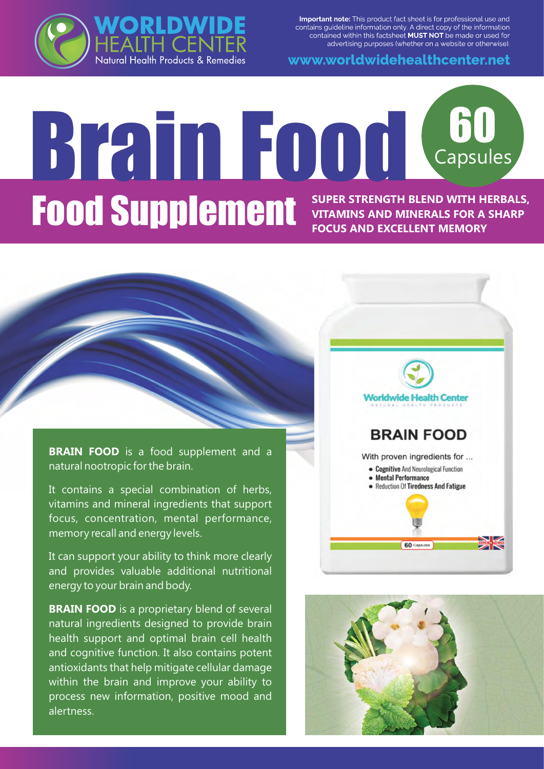**WORLDWIDE HEALTH CENTER**
Natural Health Products & Remedies

**Important note:** This product fact sheet is for professional use and contains guideline information only. A direct copy of the information contained within this factsheet **MUST NOT** be made or used for advertising purposes (whether on a website or otherwise).

**www.worldwidehealthcenter.net**

# Brain Food

**60 Capsules**

## Food Supplement

**SUPER STRENGTH BLEND WITH HERBALS, VITAMINS AND MINERALS FOR A SHARP FOCUS AND EXCELLENT MEMORY**

**BRAIN FOOD** is a food supplement and a natural nootropic for the brain.

It contains a special combination of herbs, vitamins and mineral ingredients that support focus, concentration, mental performance, memory recall and energy levels.

It can support your ability to think more clearly and provides valuable additional nutritional energy to your brain and body.

**BRAIN FOOD** is a proprietary blend of several natural ingredients designed to provide brain health support and optimal brain cell health and cognitive function. It also contains potent antioxidants that help mitigate cellular damage within the brain and improve your ability to process new information, positive mood and alertness.

Worldwide Health Center
NATURAL HEALTH PRODUCTS

**BRAIN FOOD**

With proven ingredients for ...

- **Cognitive** And Neurological Function
- **Mental Performance**
- Reduction Of **Tiredness And Fatigue**

60 Capsules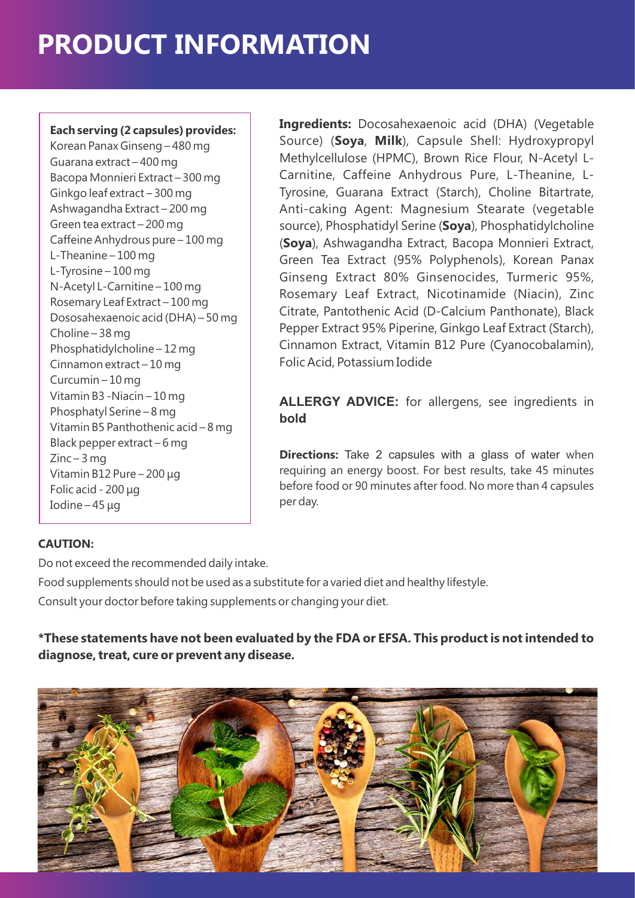# PRODUCT INFORMATION

**Each serving (2 capsules) provides:**

Korean Panax Ginseng – 480 mg
Guarana extract – 400 mg
Bacopa Monnieri Extract – 300 mg
Ginkgo leaf extract – 300 mg
Ashwagandha Extract – 200 mg
Green tea extract – 200 mg
Caffeine Anhydrous pure – 100 mg
L-Theanine – 100 mg
L-Tyrosine – 100 mg
N-Acetyl L-Carnitine – 100 mg
Rosemary Leaf Extract – 100 mg
Dososahexaenoic acid (DHA) – 50 mg
Choline – 38 mg
Phosphatidylcholine – 12 mg
Cinnamon extract – 10 mg
Curcumin – 10 mg
Vitamin B3 -Niacin – 10 mg
Phosphatyl Serine – 8 mg
Vitamin B5 Panthothenic acid – 8 mg
Black pepper extract – 6 mg
Zinc – 3 mg
Vitamin B12 Pure – 200 µg
Folic acid - 200 µg
Iodine – 45 µg

**Ingredients:** Docosahexaenoic acid (DHA) (Vegetable Source) (**Soya**, **Milk**), Capsule Shell: Hydroxypropyl Methylcellulose (HPMC), Brown Rice Flour, N-Acetyl L-Carnitine, Caffeine Anhydrous Pure, L-Theanine, L-Tyrosine, Guarana Extract (Starch), Choline Bitartrate, Anti-caking Agent: Magnesium Stearate (vegetable source), Phosphatidyl Serine (**Soya**), Phosphatidylcholine (**Soya**), Ashwagandha Extract, Bacopa Monnieri Extract, Green Tea Extract (95% Polyphenols), Korean Panax Ginseng Extract 80% Ginsenocides, Turmeric 95%, Rosemary Leaf Extract, Nicotinamide (Niacin), Zinc Citrate, Pantothenic Acid (D-Calcium Panthonate), Black Pepper Extract 95% Piperine, Ginkgo Leaf Extract (Starch), Cinnamon Extract, Vitamin B12 Pure (Cyanocobalamin), Folic Acid, Potassium Iodide

**ALLERGY ADVICE:** for allergens, see ingredients in **bold**

**Directions:** Take 2 capsules with a glass of water when requiring an energy boost. For best results, take 45 minutes before food or 90 minutes after food. No more than 4 capsules per day.

**CAUTION:**

Do not exceed the recommended daily intake.

Food supplements should not be used as a substitute for a varied diet and healthy lifestyle.

Consult your doctor before taking supplements or changing your diet.

**\*These statements have not been evaluated by the FDA or EFSA. This product is not intended to diagnose, treat, cure or prevent any disease.**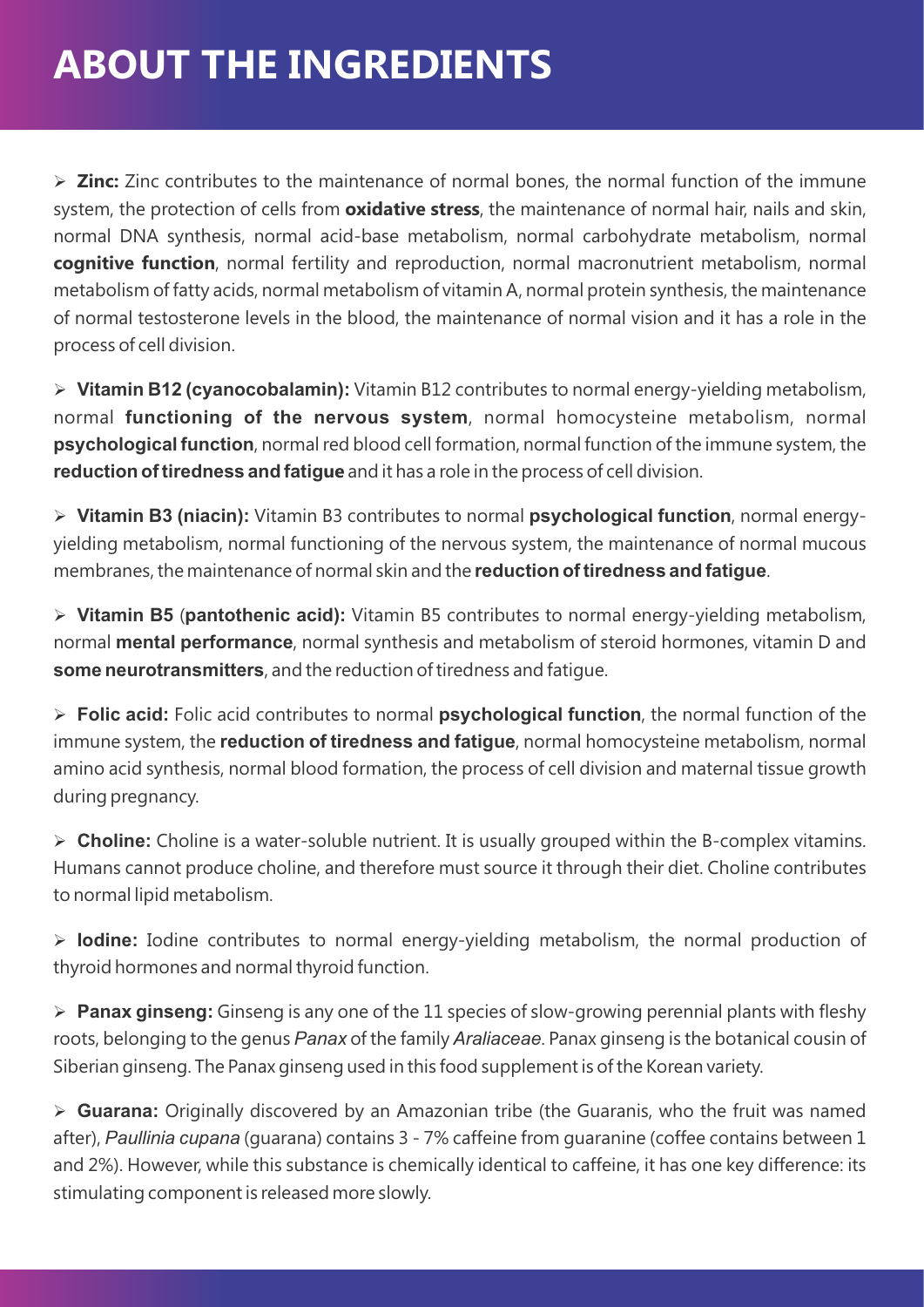# ABOUT THE INGREDIENTS

- **Zinc:** Zinc contributes to the maintenance of normal bones, the normal function of the immune system, the protection of cells from **oxidative stress**, the maintenance of normal hair, nails and skin, normal DNA synthesis, normal acid-base metabolism, normal carbohydrate metabolism, normal **cognitive function**, normal fertility and reproduction, normal macronutrient metabolism, normal metabolism of fatty acids, normal metabolism of vitamin A, normal protein synthesis, the maintenance of normal testosterone levels in the blood, the maintenance of normal vision and it has a role in the process of cell division.

- **Vitamin B12 (cyanocobalamin):** Vitamin B12 contributes to normal energy-yielding metabolism, normal **functioning of the nervous system**, normal homocysteine metabolism, normal **psychological function**, normal red blood cell formation, normal function of the immune system, the **reduction of tiredness and fatigue** and it has a role in the process of cell division.

- **Vitamin B3 (niacin):** Vitamin B3 contributes to normal **psychological function**, normal energy-yielding metabolism, normal functioning of the nervous system, the maintenance of normal mucous membranes, the maintenance of normal skin and the **reduction of tiredness and fatigue**.

- **Vitamin B5 (pantothenic acid):** Vitamin B5 contributes to normal energy-yielding metabolism, normal **mental performance**, normal synthesis and metabolism of steroid hormones, vitamin D and **some neurotransmitters**, and the reduction of tiredness and fatigue.

- **Folic acid:** Folic acid contributes to normal **psychological function**, the normal function of the immune system, the **reduction of tiredness and fatigue**, normal homocysteine metabolism, normal amino acid synthesis, normal blood formation, the process of cell division and maternal tissue growth during pregnancy.

- **Choline:** Choline is a water-soluble nutrient. It is usually grouped within the B-complex vitamins. Humans cannot produce choline, and therefore must source it through their diet. Choline contributes to normal lipid metabolism.

- **Iodine:** Iodine contributes to normal energy-yielding metabolism, the normal production of thyroid hormones and normal thyroid function.

- **Panax ginseng:** Ginseng is any one of the 11 species of slow-growing perennial plants with fleshy roots, belonging to the genus *Panax* of the family *Araliaceae*. Panax ginseng is the botanical cousin of Siberian ginseng. The Panax ginseng used in this food supplement is of the Korean variety.

- **Guarana:** Originally discovered by an Amazonian tribe (the Guaranis, who the fruit was named after), *Paullinia cupana* (guarana) contains 3 - 7% caffeine from guaranine (coffee contains between 1 and 2%). However, while this substance is chemically identical to caffeine, it has one key difference: its stimulating component is released more slowly.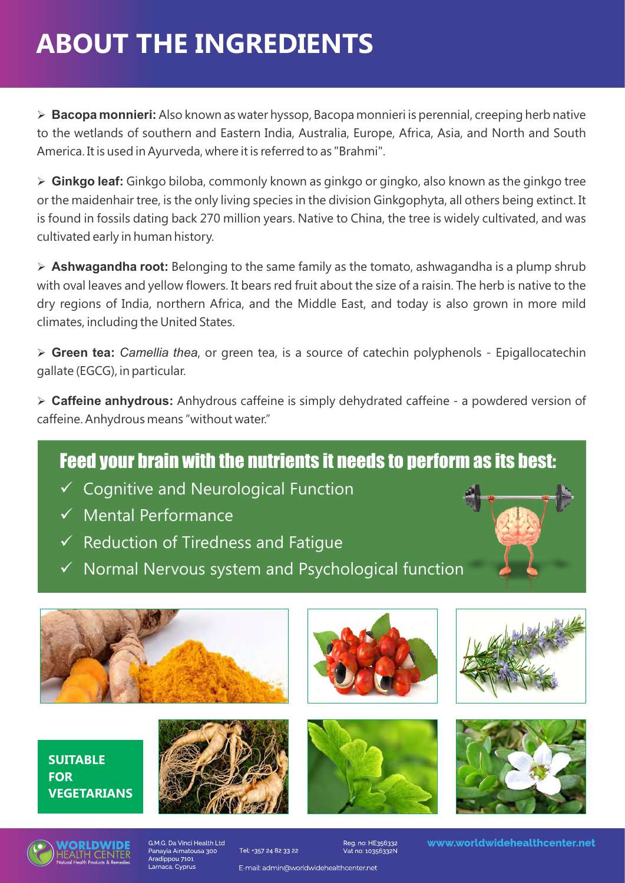# ABOUT THE INGREDIENTS

- **Bacopa monnieri:** Also known as water hyssop, Bacopa monnieri is perennial, creeping herb native to the wetlands of southern and Eastern India, Australia, Europe, Africa, Asia, and North and South America. It is used in Ayurveda, where it is referred to as "Brahmi".

- **Ginkgo leaf:** Ginkgo biloba, commonly known as ginkgo or gingko, also known as the ginkgo tree or the maidenhair tree, is the only living species in the division Ginkgophyta, all others being extinct. It is found in fossils dating back 270 million years. Native to China, the tree is widely cultivated, and was cultivated early in human history.

- **Ashwagandha root:** Belonging to the same family as the tomato, ashwagandha is a plump shrub with oval leaves and yellow flowers. It bears red fruit about the size of a raisin. The herb is native to the dry regions of India, northern Africa, and the Middle East, and today is also grown in more mild climates, including the United States.

- **Green tea:** *Camellia thea*, or green tea, is a source of catechin polyphenols - Epigallocatechin gallate (EGCG), in particular.

- **Caffeine anhydrous:** Anhydrous caffeine is simply dehydrated caffeine - a powdered version of caffeine. Anhydrous means "without water."

## Feed your brain with the nutrients it needs to perform as its best:

- ✓ Cognitive and Neurological Function
- ✓ Mental Performance
- ✓ Reduction of Tiredness and Fatigue
- ✓ Normal Nervous system and Psychological function

**SUITABLE FOR VEGETARIANS**

WORLDWIDE HEALTH CENTER
Natural Health Products & Remedies

G.M.G. Da Vinci Health Ltd
Panayia Aimatousa 300
Aradippou 7101
Larnaca, Cyprus

Tel: +357 24 82 33 22

Reg. no: HE356332
Vat no: 10356332N

E-mail: admin@worldwidehealthcenter.net

www.worldwidehealthcenter.net